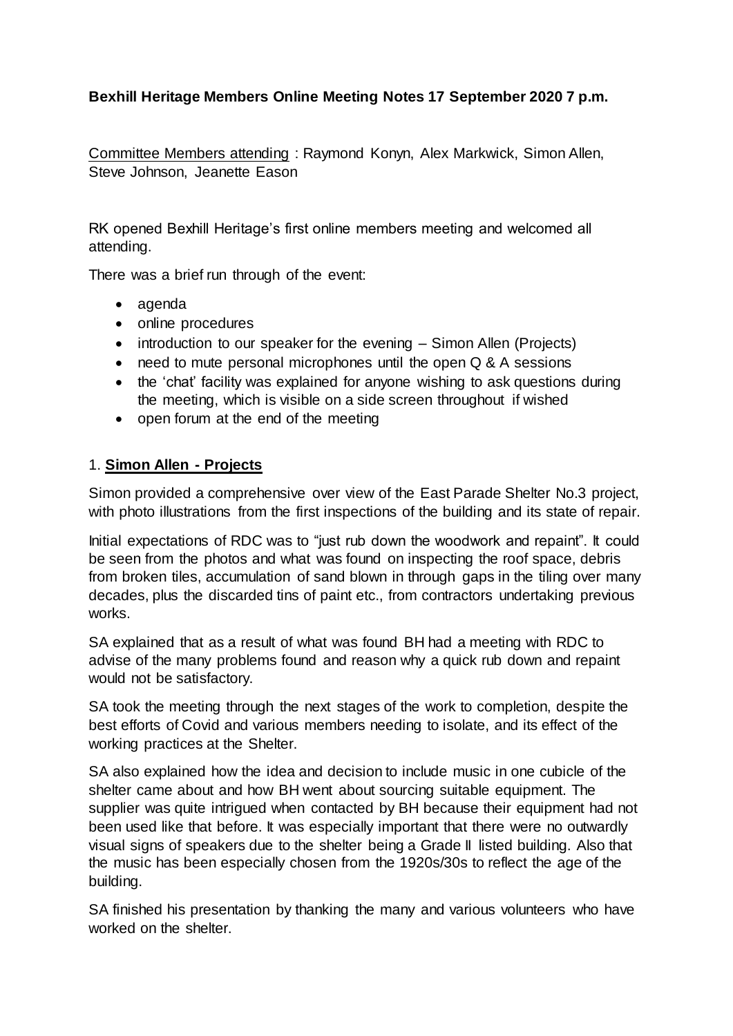**Bexhill Heritage Members Online Meeting Notes 17 September 2020 7 p.m.**

Committee Members attending : Raymond Konyn, Alex Markwick, Simon Allen, Steve Johnson, Jeanette Eason

RK opened Bexhill Heritage's first online members meeting and welcomed all attending.

There was a brief run through of the event:

- agenda
- online procedures
- introduction to our speaker for the evening – Simon Allen (Projects)
- need to mute personal microphones until the open Q & A sessions
- the 'chat' facility was explained for anyone wishing to ask questions during the meeting, which is visible on a side screen throughout if wished
- open forum at the end of the meeting

## 1. **Simon Allen - Projects**

Simon provided a comprehensive over view of the East Parade Shelter No.3 project, with photo illustrations from the first inspections of the building and its state of repair.

Initial expectations of RDC was to "just rub down the woodwork and repaint". It could be seen from the photos and what was found on inspecting the roof space, debris from broken tiles, accumulation of sand blown in through gaps in the tiling over many decades, plus the discarded tins of paint etc., from contractors undertaking previous works.

SA explained that as a result of what was found BH had a meeting with RDC to advise of the many problems found and reason why a quick rub down and repaint would not be satisfactory.

SA took the meeting through the next stages of the work to completion, despite the best efforts of Covid and various members needing to isolate, and its effect of the working practices at the Shelter.

SA also explained how the idea and decision to include music in one cubicle of the shelter came about and how BH went about sourcing suitable equipment. The supplier was quite intrigued when contacted by BH because their equipment had not been used like that before. It was especially important that there were no outwardly visual signs of speakers due to the shelter being a Grade II listed building. Also that the music has been especially chosen from the 1920s/30s to reflect the age of the building.

SA finished his presentation by thanking the many and various volunteers who have worked on the shelter.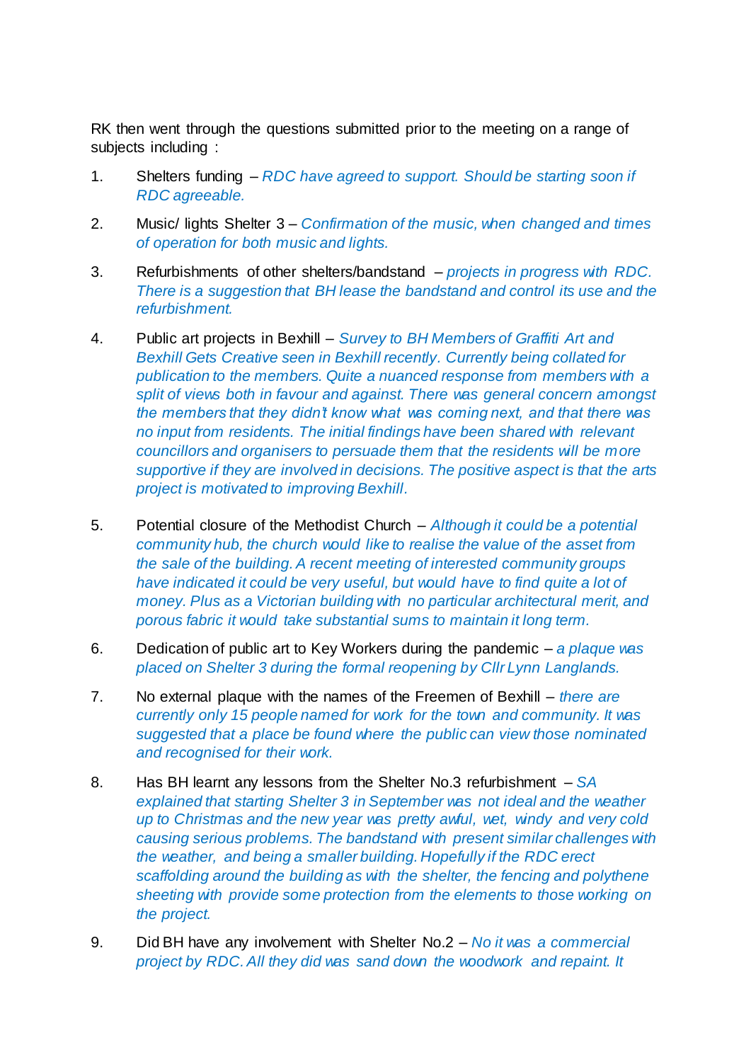RK then went through the questions submitted prior to the meeting on a range of subjects including :

1. Shelters funding – *RDC have agreed to support. Should be starting soon if RDC agreeable.*

2. Music/ lights Shelter 3 – *Confirmation of the music, when changed and times of operation for both music and lights.*

3. Refurbishments of other shelters/bandstand – *projects in progress with RDC. There is a suggestion that BH lease the bandstand and control its use and the refurbishment.*

4. Public art projects in Bexhill – *Survey to BH Members of Graffiti Art and Bexhill Gets Creative seen in Bexhill recently. Currently being collated for publication to the members. Quite a nuanced response from members with a split of views both in favour and against. There was general concern amongst the members that they didn't know what was coming next, and that there was no input from residents. The initial findings have been shared with relevant councillors and organisers to persuade them that the residents will be more supportive if they are involved in decisions. The positive aspect is that the arts project is motivated to improving Bexhill.*

5. Potential closure of the Methodist Church – *Although it could be a potential community hub, the church would like to realise the value of the asset from the sale of the building. A recent meeting of interested community groups have indicated it could be very useful, but would have to find quite a lot of money. Plus as a Victorian building with no particular architectural merit, and porous fabric it would take substantial sums to maintain it long term.*

6. Dedication of public art to Key Workers during the pandemic – *a plaque was placed on Shelter 3 during the formal reopening by Cllr Lynn Langlands.*

7. No external plaque with the names of the Freemen of Bexhill – *there are currently only 15 people named for work for the town and community. It was suggested that a place be found where the public can view those nominated and recognised for their work.*

8. Has BH learnt any lessons from the Shelter No.3 refurbishment – *SA explained that starting Shelter 3 in September was not ideal and the weather up to Christmas and the new year was pretty awful, wet, windy and very cold causing serious problems. The bandstand with present similar challenges with the weather, and being a smaller building. Hopefully if the RDC erect scaffolding around the building as with the shelter, the fencing and polythene sheeting with provide some protection from the elements to those working on the project.*

9. Did BH have any involvement with Shelter No.2 – *No it was a commercial project by RDC. All they did was sand down the woodwork and repaint. It*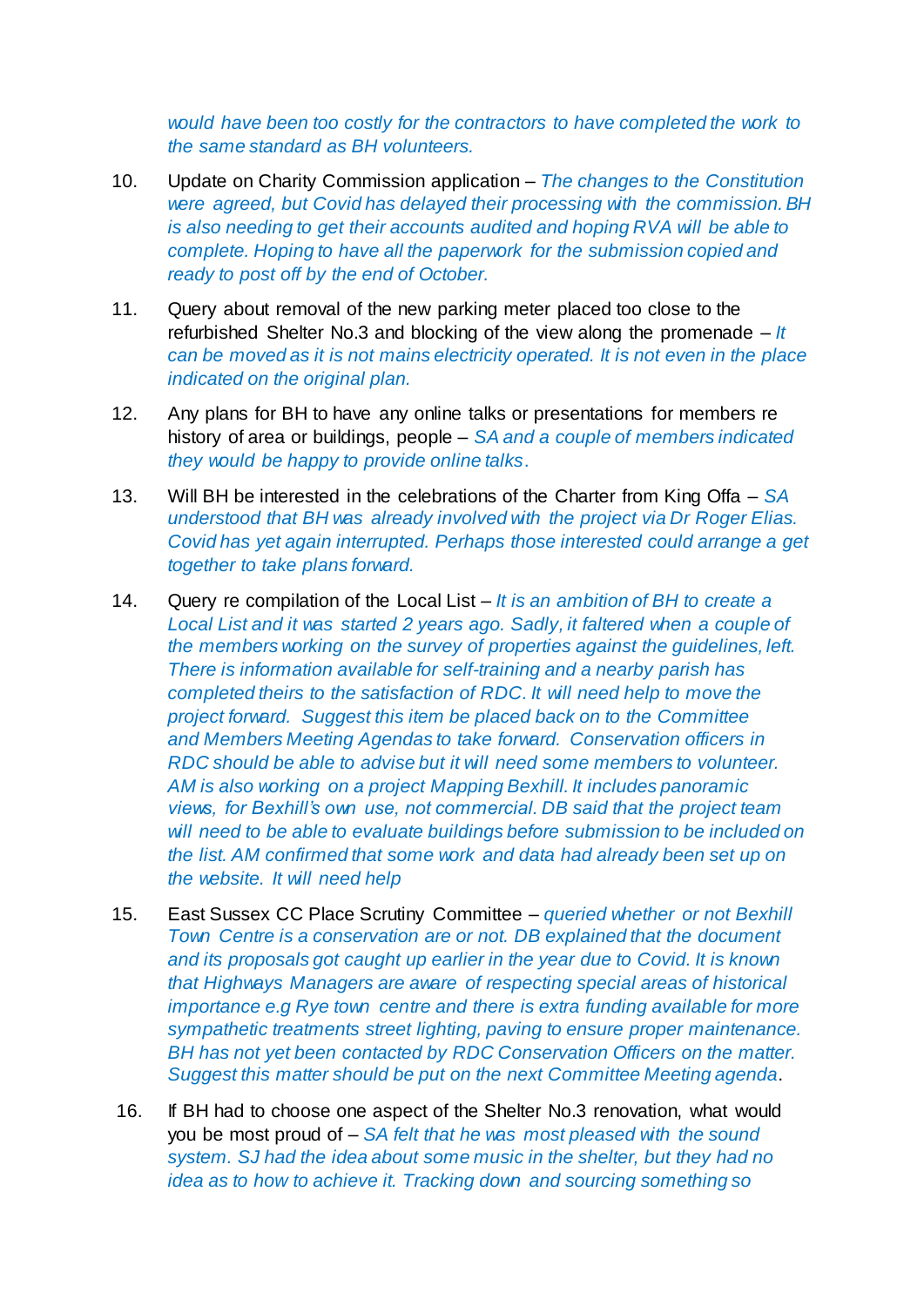*would have been too costly for the contractors to have completed the work to the same standard as BH volunteers.*

10. Update on Charity Commission application – *The changes to the Constitution were agreed, but Covid has delayed their processing with the commission. BH is also needing to get their accounts audited and hoping RVA will be able to complete. Hoping to have all the paperwork for the submission copied and ready to post off by the end of October.*

11. Query about removal of the new parking meter placed too close to the refurbished Shelter No.3 and blocking of the view along the promenade – *It can be moved as it is not mains electricity operated. It is not even in the place indicated on the original plan.*

12. Any plans for BH to have any online talks or presentations for members re history of area or buildings, people – *SA and a couple of members indicated they would be happy to provide online talks*.

13. Will BH be interested in the celebrations of the Charter from King Offa – *SA understood that BH was already involved with the project via Dr Roger Elias. Covid has yet again interrupted. Perhaps those interested could arrange a get together to take plans forward.*

14. Query re compilation of the Local List – *It is an ambition of BH to create a Local List and it was started 2 years ago. Sadly, it faltered when a couple of the members working on the survey of properties against the guidelines, left. There is information available for self-training and a nearby parish has completed theirs to the satisfaction of RDC. It will need help to move the project forward. Suggest this item be placed back on to the Committee and Members Meeting Agendas to take forward. Conservation officers in RDC should be able to advise but it will need some members to volunteer. AM is also working on a project Mapping Bexhill. It includes panoramic views, for Bexhill's own use, not commercial. DB said that the project team will need to be able to evaluate buildings before submission to be included on the list. AM confirmed that some work and data had already been set up on the website. It will need help*

15. East Sussex CC Place Scrutiny Committee – *queried whether or not Bexhill Town Centre is a conservation are or not. DB explained that the document and its proposals got caught up earlier in the year due to Covid. It is known that Highways Managers are aware of respecting special areas of historical importance e.g Rye town centre and there is extra funding available for more sympathetic treatments street lighting, paving to ensure proper maintenance. BH has not yet been contacted by RDC Conservation Officers on the matter. Suggest this matter should be put on the next Committee Meeting agenda*.

16. If BH had to choose one aspect of the Shelter No.3 renovation, what would you be most proud of – *SA felt that he was most pleased with the sound system. SJ had the idea about some music in the shelter, but they had no idea as to how to achieve it. Tracking down and sourcing something so*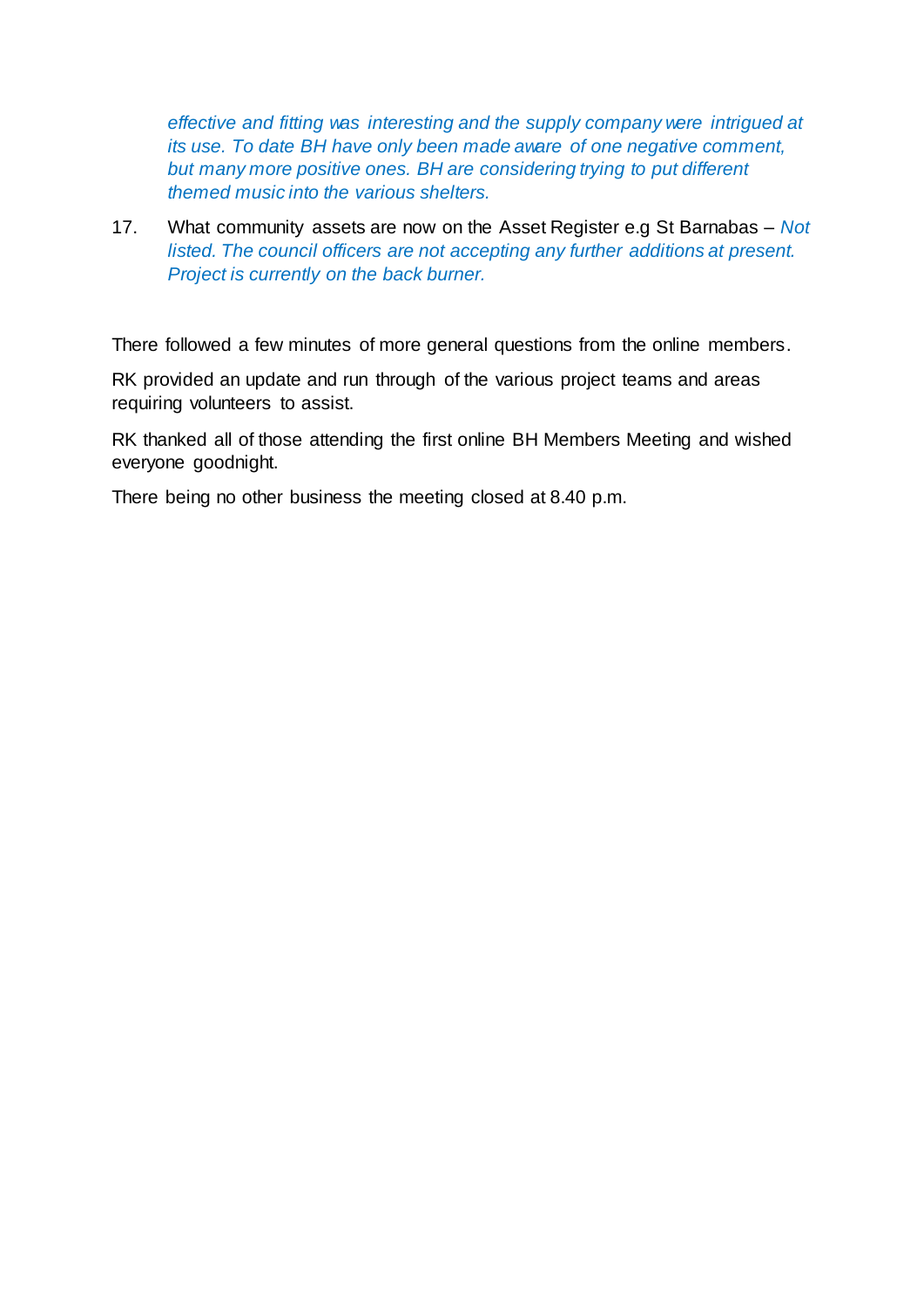*effective and fitting was interesting and the supply company were intrigued at its use. To date BH have only been made aware of one negative comment, but many more positive ones. BH are considering trying to put different themed music into the various shelters.*

17. What community assets are now on the Asset Register e.g St Barnabas – *Not listed. The council officers are not accepting any further additions at present. Project is currently on the back burner.*

There followed a few minutes of more general questions from the online members.

RK provided an update and run through of the various project teams and areas requiring volunteers to assist.

RK thanked all of those attending the first online BH Members Meeting and wished everyone goodnight.

There being no other business the meeting closed at 8.40 p.m.